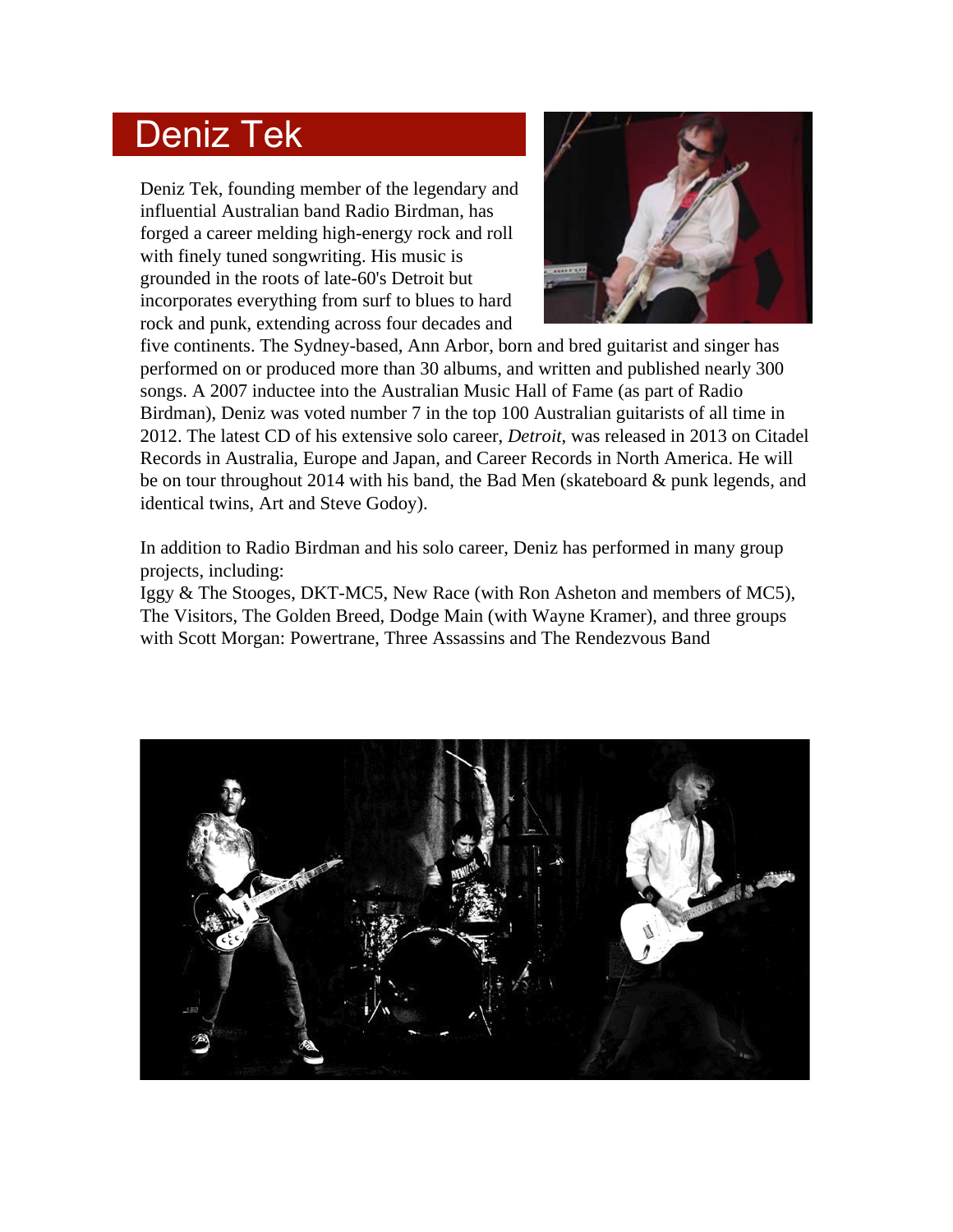# Deniz Tek

Deniz Tek, founding member of the legendary and influential Australian band Radio Birdman, has forged a career melding high-energy rock and roll with finely tuned songwriting. His music is grounded in the roots of late-60's Detroit but incorporates everything from surf to blues to hard rock and punk, extending across four decades and five continents. The Sydney-based, Ann Arbor, born and bred guitarist and singer has performed on or produced more than 30 albums, and written and published nearly 300 songs. A 2007 inductee into the Australian Music Hall of Fame (as part of Radio Birdman), Deniz was voted number 7 in the top 100 Australian guitarists of all time in 2012. The latest CD of his extensive solo career, *Detroit*, was released in 2013 on Citadel Records in Australia, Europe and Japan, and Career Records in North America. He will be on tour throughout 2014 with his band, the Bad Men (skateboard & punk legends, and identical twins, Art and Steve Godoy).

In addition to Radio Birdman and his solo career, Deniz has performed in many group projects, including:
Iggy & The Stooges, DKT-MC5, New Race (with Ron Asheton and members of MC5), The Visitors, The Golden Breed, Dodge Main (with Wayne Kramer), and three groups with Scott Morgan: Powertrane, Three Assassins and The Rendezvous Band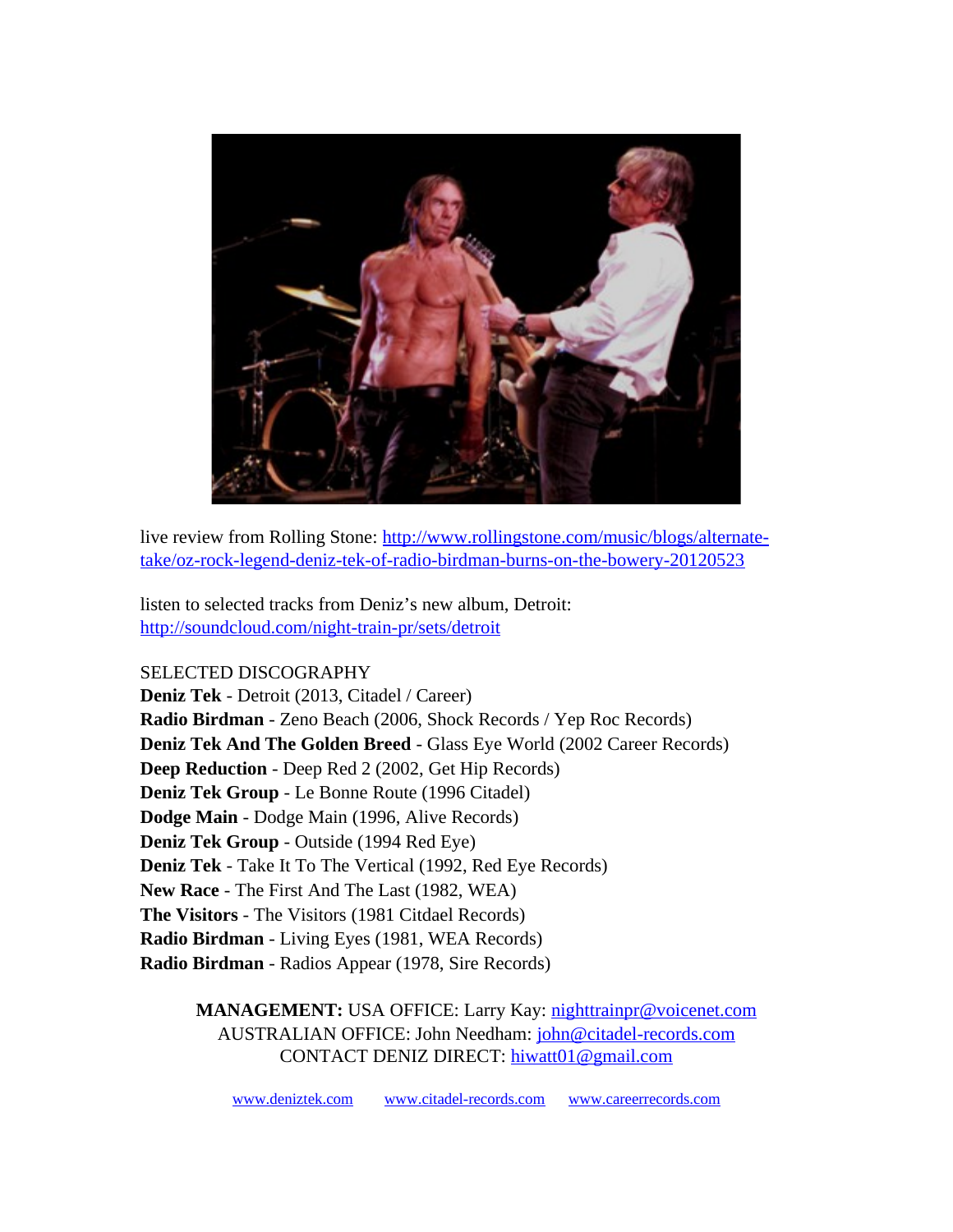live review from Rolling Stone: [http://www.rollingstone.com/music/blogs/alternate-take/oz-rock-legend-deniz-tek-of-radio-birdman-burns-on-the-bowery-20120523](http://www.rollingstone.com/music/blogs/alternate-take/oz-rock-legend-deniz-tek-of-radio-birdman-burns-on-the-bowery-20120523)

listen to selected tracks from Deniz's new album, Detroit: [http://soundcloud.com/night-train-pr/sets/detroit](http://soundcloud.com/night-train-pr/sets/detroit)

SELECTED DISCOGRAPHY

**Deniz Tek** - Detroit (2013, Citadel / Career)
**Radio Birdman** - Zeno Beach (2006, Shock Records / Yep Roc Records)
**Deniz Tek And The Golden Breed** - Glass Eye World (2002 Career Records)
**Deep Reduction** - Deep Red 2 (2002, Get Hip Records)
**Deniz Tek Group** - Le Bonne Route (1996 Citadel)
**Dodge Main** - Dodge Main (1996, Alive Records)
**Deniz Tek Group** - Outside (1994 Red Eye)
**Deniz Tek** - Take It To The Vertical (1992, Red Eye Records)
**New Race** - The First And The Last (1982, WEA)
**The Visitors** - The Visitors (1981 Citdael Records)
**Radio Birdman** - Living Eyes (1981, WEA Records)
**Radio Birdman** - Radios Appear (1978, Sire Records)

**MANAGEMENT:** USA OFFICE: Larry Kay: [nighttrainpr@voicenet.com](mailto:nighttrainpr@voicenet.com)
AUSTRALIAN OFFICE: John Needham: [john@citadel-records.com](mailto:john@citadel-records.com)
CONTACT DENIZ DIRECT: [hiwatt01@gmail.com](mailto:hiwatt01@gmail.com)

[www.deniztek.com](http://www.deniztek.com) [www.citadel-records.com](http://www.citadel-records.com) [www.careerrecords.com](http://www.careerrecords.com)